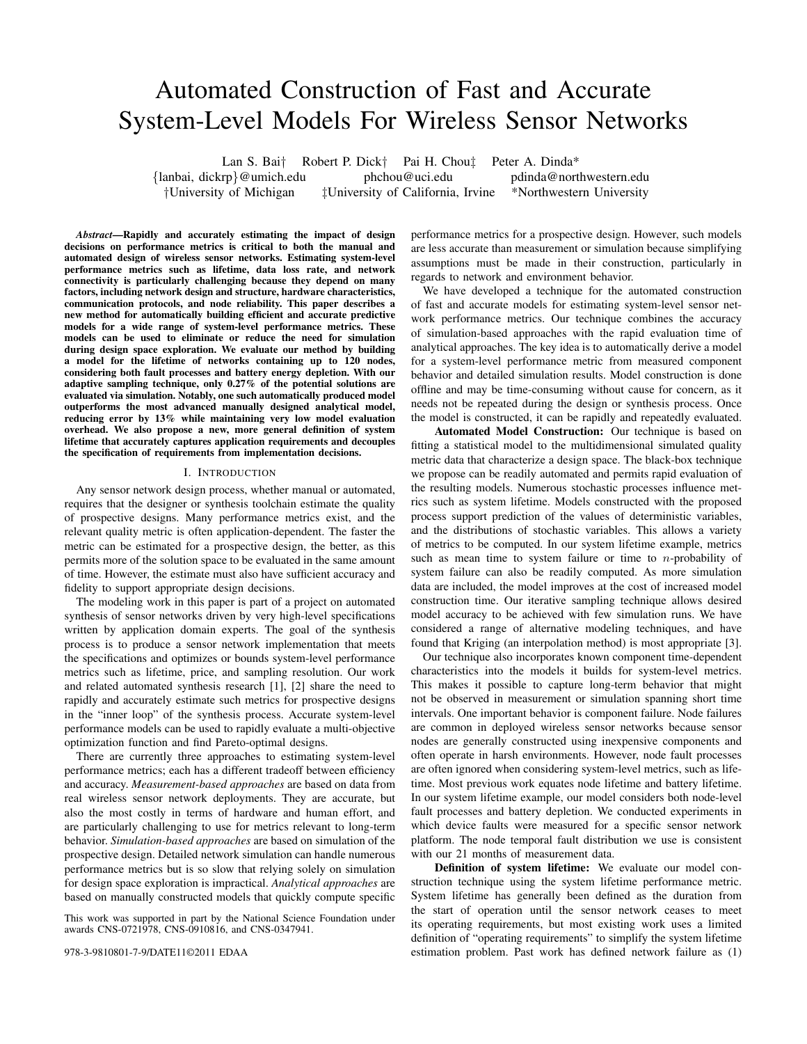# Automated Construction of Fast and Accurate System-Level Models For Wireless Sensor Networks

Lan S. Bai† Robert P. Dick† Pai H. Chou‡ Peter A. Dinda*

{lanbai, dickrp}@umich.edu phchou@uci.edu pdinda@northwestern.edu

†University of Michigan ‡University of California, Irvine *Northwestern University

***Abstract*—Rapidly and accurately estimating the impact of design decisions on performance metrics is critical to both the manual and automated design of wireless sensor networks. Estimating system-level performance metrics such as lifetime, data loss rate, and network connectivity is particularly challenging because they depend on many factors, including network design and structure, hardware characteristics, communication protocols, and node reliability. This paper describes a new method for automatically building efficient and accurate predictive models for a wide range of system-level performance metrics. These models can be used to eliminate or reduce the need for simulation during design space exploration. We evaluate our method by building a model for the lifetime of networks containing up to 120 nodes, considering both fault processes and battery energy depletion. With our adaptive sampling technique, only 0.27% of the potential solutions are evaluated via simulation. Notably, one such automatically produced model outperforms the most advanced manually designed analytical model, reducing error by 13% while maintaining very low model evaluation overhead. We also propose a new, more general definition of system lifetime that accurately captures application requirements and decouples the specification of requirements from implementation decisions.**

## I. Introduction

Any sensor network design process, whether manual or automated, requires that the designer or synthesis toolchain estimate the quality of prospective designs. Many performance metrics exist, and the relevant quality metric is often application-dependent. The faster the metric can be estimated for a prospective design, the better, as this permits more of the solution space to be evaluated in the same amount of time. However, the estimate must also have sufficient accuracy and fidelity to support appropriate design decisions.

The modeling work in this paper is part of a project on automated synthesis of sensor networks driven by very high-level specifications written by application domain experts. The goal of the synthesis process is to produce a sensor network implementation that meets the specifications and optimizes or bounds system-level performance metrics such as lifetime, price, and sampling resolution. Our work and related automated synthesis research [1], [2] share the need to rapidly and accurately estimate such metrics for prospective designs in the "inner loop" of the synthesis process. Accurate system-level performance models can be used to rapidly evaluate a multi-objective optimization function and find Pareto-optimal designs.

There are currently three approaches to estimating system-level performance metrics; each has a different tradeoff between efficiency and accuracy. *Measurement-based approaches* are based on data from real wireless sensor network deployments. They are accurate, but also the most costly in terms of hardware and human effort, and are particularly challenging to use for metrics relevant to long-term behavior. *Simulation-based approaches* are based on simulation of the prospective design. Detailed network simulation can handle numerous performance metrics but is so slow that relying solely on simulation for design space exploration is impractical. *Analytical approaches* are based on manually constructed models that quickly compute specific performance metrics for a prospective design. However, such models are less accurate than measurement or simulation because simplifying assumptions must be made in their construction, particularly in regards to network and environment behavior.

This work was supported in part by the National Science Foundation under awards CNS-0721978, CNS-0910816, and CNS-0347941.

978-3-9810801-7-9/DATE11©2011 EDAA

We have developed a technique for the automated construction of fast and accurate models for estimating system-level sensor network performance metrics. Our technique combines the accuracy of simulation-based approaches with the rapid evaluation time of analytical approaches. The key idea is to automatically derive a model for a system-level performance metric from measured component behavior and detailed simulation results. Model construction is done offline and may be time-consuming without cause for concern, as it needs not be repeated during the design or synthesis process. Once the model is constructed, it can be rapidly and repeatedly evaluated.

**Automated Model Construction:** Our technique is based on fitting a statistical model to the multidimensional simulated quality metric data that characterize a design space. The black-box technique we propose can be readily automated and permits rapid evaluation of the resulting models. Numerous stochastic processes influence metrics such as system lifetime. Models constructed with the proposed process support prediction of the values of deterministic variables, and the distributions of stochastic variables. This allows a variety of metrics to be computed. In our system lifetime example, metrics such as mean time to system failure or time to $n$-probability of system failure can also be readily computed. As more simulation data are included, the model improves at the cost of increased model construction time. Our iterative sampling technique allows desired model accuracy to be achieved with few simulation runs. We have considered a range of alternative modeling techniques, and have found that Kriging (an interpolation method) is most appropriate [3].

Our technique also incorporates known component time-dependent characteristics into the models it builds for system-level metrics. This makes it possible to capture long-term behavior that might not be observed in measurement or simulation spanning short time intervals. One important behavior is component failure. Node failures are common in deployed wireless sensor networks because sensor nodes are generally constructed using inexpensive components and often operate in harsh environments. However, node fault processes are often ignored when considering system-level metrics, such as lifetime. Most previous work equates node lifetime and battery lifetime. In our system lifetime example, our model considers both node-level fault processes and battery depletion. We conducted experiments in which device faults were measured for a specific sensor network platform. The node temporal fault distribution we use is consistent with our 21 months of measurement data.

**Definition of system lifetime:** We evaluate our model construction technique using the system lifetime performance metric. System lifetime has generally been defined as the duration from the start of operation until the sensor network ceases to meet its operating requirements, but most existing work uses a limited definition of "operating requirements" to simplify the system lifetime estimation problem. Past work has defined network failure as (1)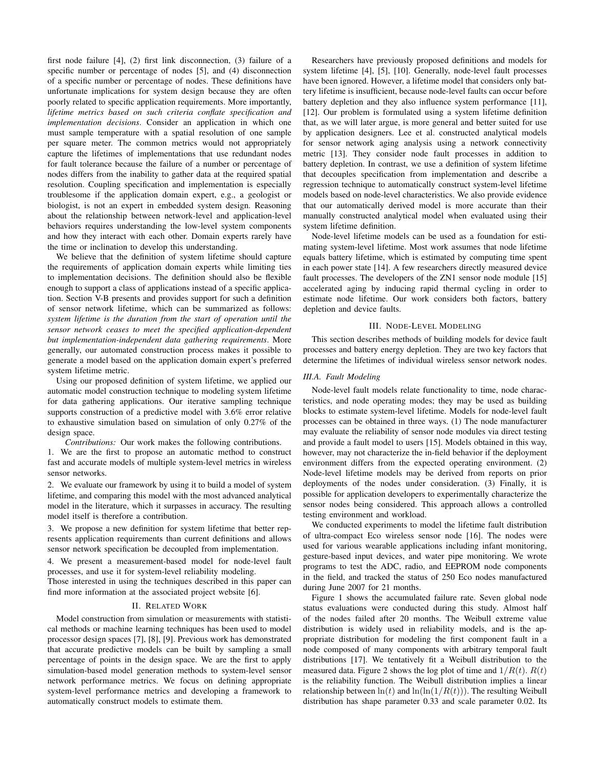first node failure [4], (2) first link disconnection, (3) failure of a specific number or percentage of nodes [5], and (4) disconnection of a specific number or percentage of nodes. These definitions have unfortunate implications for system design because they are often poorly related to specific application requirements. More importantly, *lifetime metrics based on such criteria conflate specification and implementation decisions*. Consider an application in which one must sample temperature with a spatial resolution of one sample per square meter. The common metrics would not appropriately capture the lifetimes of implementations that use redundant nodes for fault tolerance because the failure of a number or percentage of nodes differs from the inability to gather data at the required spatial resolution. Coupling specification and implementation is especially troublesome if the application domain expert, e.g., a geologist or biologist, is not an expert in embedded system design. Reasoning about the relationship between network-level and application-level behaviors requires understanding the low-level system components and how they interact with each other. Domain experts rarely have the time or inclination to develop this understanding.

We believe that the definition of system lifetime should capture the requirements of application domain experts while limiting ties to implementation decisions. The definition should also be flexible enough to support a class of applications instead of a specific application. Section V-B presents and provides support for such a definition of sensor network lifetime, which can be summarized as follows: *system lifetime is the duration from the start of operation until the sensor network ceases to meet the specified application-dependent but implementation-independent data gathering requirements*. More generally, our automated construction process makes it possible to generate a model based on the application domain expert's preferred system lifetime metric.

Using our proposed definition of system lifetime, we applied our automatic model construction technique to modeling system lifetime for data gathering applications. Our iterative sampling technique supports construction of a predictive model with 3.6% error relative to exhaustive simulation based on simulation of only 0.27% of the design space.

*Contributions:* Our work makes the following contributions.

1. We are the first to propose an automatic method to construct fast and accurate models of multiple system-level metrics in wireless sensor networks.

2. We evaluate our framework by using it to build a model of system lifetime, and comparing this model with the most advanced analytical model in the literature, which it surpasses in accuracy. The resulting model itself is therefore a contribution.

3. We propose a new definition for system lifetime that better represents application requirements than current definitions and allows sensor network specification be decoupled from implementation.

4. We present a measurement-based model for node-level fault processes, and use it for system-level reliability modeling.

Those interested in using the techniques described in this paper can find more information at the associated project website [6].

## II. Related Work

Model construction from simulation or measurements with statistical methods or machine learning techniques has been used to model processor design spaces [7], [8], [9]. Previous work has demonstrated that accurate predictive models can be built by sampling a small percentage of points in the design space. We are the first to apply simulation-based model generation methods to system-level sensor network performance metrics. We focus on defining appropriate system-level performance metrics and developing a framework to automatically construct models to estimate them.

Researchers have previously proposed definitions and models for system lifetime [4], [5], [10]. Generally, node-level fault processes have been ignored. However, a lifetime model that considers only battery lifetime is insufficient, because node-level faults can occur before battery depletion and they also influence system performance [11], [12]. Our problem is formulated using a system lifetime definition that, as we will later argue, is more general and better suited for use by application designers. Lee et al. constructed analytical models for sensor network aging analysis using a network connectivity metric [13]. They consider node fault processes in addition to battery depletion. In contrast, we use a definition of system lifetime that decouples specification from implementation and describe a regression technique to automatically construct system-level lifetime models based on node-level characteristics. We also provide evidence that our automatically derived model is more accurate than their manually constructed analytical model when evaluated using their system lifetime definition.

Node-level lifetime models can be used as a foundation for estimating system-level lifetime. Most work assumes that node lifetime equals battery lifetime, which is estimated by computing time spent in each power state [14]. A few researchers directly measured device fault processes. The developers of the ZN1 sensor node module [15] accelerated aging by inducing rapid thermal cycling in order to estimate node lifetime. Our work considers both factors, battery depletion and device faults.

## III. Node-Level Modeling

This section describes methods of building models for device fault processes and battery energy depletion. They are two key factors that determine the lifetimes of individual wireless sensor network nodes.

### III.A. Fault Modeling

Node-level fault models relate functionality to time, node characteristics, and node operating modes; they may be used as building blocks to estimate system-level lifetime. Models for node-level fault processes can be obtained in three ways. (1) The node manufacturer may evaluate the reliability of sensor node modules via direct testing and provide a fault model to users [15]. Models obtained in this way, however, may not characterize the in-field behavior if the deployment environment differs from the expected operating environment. (2) Node-level lifetime models may be derived from reports on prior deployments of the nodes under consideration. (3) Finally, it is possible for application developers to experimentally characterize the sensor nodes being considered. This approach allows a controlled testing environment and workload.

We conducted experiments to model the lifetime fault distribution of ultra-compact Eco wireless sensor node [16]. The nodes were used for various wearable applications including infant monitoring, gesture-based input devices, and water pipe monitoring. We wrote programs to test the ADC, radio, and EEPROM node components in the field, and tracked the status of 250 Eco nodes manufactured during June 2007 for 21 months.

Figure 1 shows the accumulated failure rate. Seven global node status evaluations were conducted during this study. Almost half of the nodes failed after 20 months. The Weibull extreme value distribution is widely used in reliability models, and is the appropriate distribution for modeling the first component fault in a node composed of many components with arbitrary temporal fault distributions [17]. We tentatively fit a Weibull distribution to the measured data. Figure 2 shows the log plot of time and $1/R(t)$. $R(t)$ is the reliability function. The Weibull distribution implies a linear relationship between $\ln(t)$ and $\ln(\ln(1/R(t)))$. The resulting Weibull distribution has shape parameter 0.33 and scale parameter 0.02. Its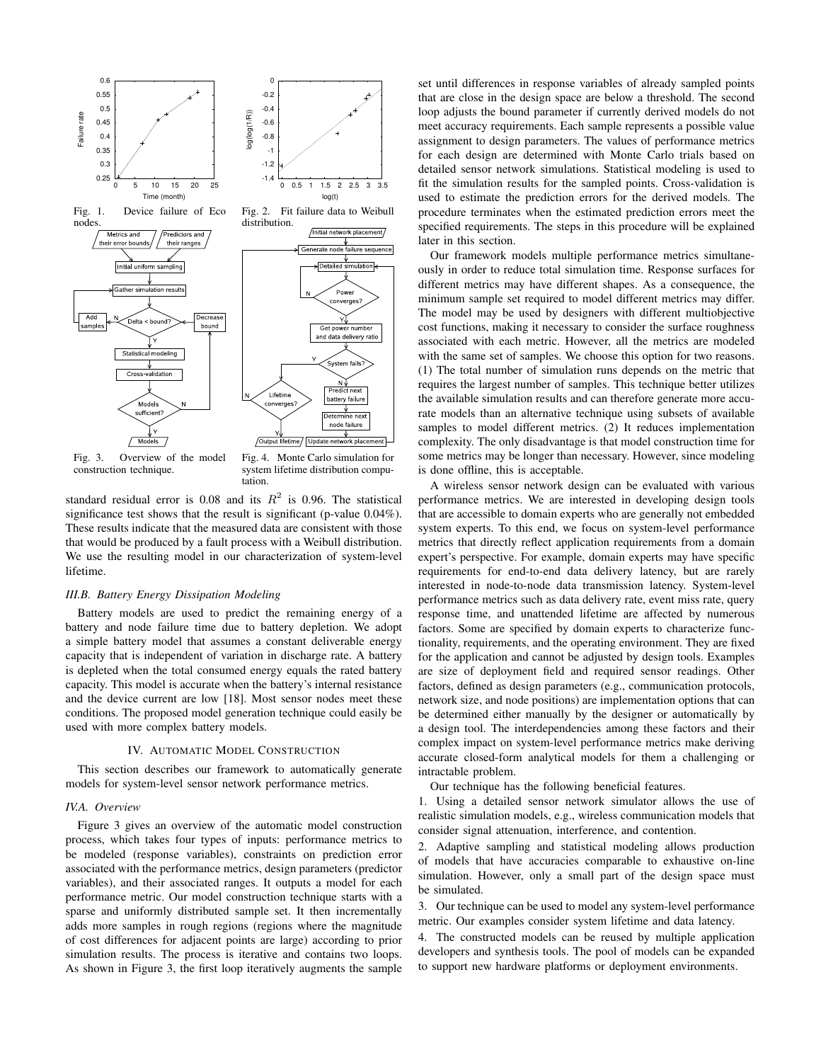Fig. 1. Device failure of Eco nodes.

Fig. 2. Fit failure data to Weibull distribution.

Fig. 3. Overview of the model construction technique.

Fig. 4. Monte Carlo simulation for system lifetime distribution computation.

standard residual error is 0.08 and its $R^2$ is 0.96. The statistical significance test shows that the result is significant (p-value 0.04%). These results indicate that the measured data are consistent with those that would be produced by a fault process with a Weibull distribution. We use the resulting model in our characterization of system-level lifetime.

### III.B. Battery Energy Dissipation Modeling

Battery models are used to predict the remaining energy of a battery and node failure time due to battery depletion. We adopt a simple battery model that assumes a constant deliverable energy capacity that is independent of variation in discharge rate. A battery is depleted when the total consumed energy equals the rated battery capacity. This model is accurate when the battery's internal resistance and the device current are low [18]. Most sensor nodes meet these conditions. The proposed model generation technique could easily be used with more complex battery models.

## IV. Automatic Model Construction

This section describes our framework to automatically generate models for system-level sensor network performance metrics.

### IV.A. Overview

Figure 3 gives an overview of the automatic model construction process, which takes four types of inputs: performance metrics to be modeled (response variables), constraints on prediction error associated with the performance metrics, design parameters (predictor variables), and their associated ranges. It outputs a model for each performance metric. Our model construction technique starts with a sparse and uniformly distributed sample set. It then incrementally adds more samples in rough regions (regions where the magnitude of cost differences for adjacent points are large) according to prior simulation results. The process is iterative and contains two loops. As shown in Figure 3, the first loop iteratively augments the sample set until differences in response variables of already sampled points that are close in the design space are below a threshold. The second loop adjusts the bound parameter if currently derived models do not meet accuracy requirements. Each sample represents a possible value assignment to design parameters. The values of performance metrics for each design are determined with Monte Carlo trials based on detailed sensor network simulations. Statistical modeling is used to fit the simulation results for the sampled points. Cross-validation is used to estimate the prediction errors for the derived models. The procedure terminates when the estimated prediction errors meet the specified requirements. The steps in this procedure will be explained later in this section.

Our framework models multiple performance metrics simultaneously in order to reduce total simulation time. Response surfaces for different metrics may have different shapes. As a consequence, the minimum sample set required to model different metrics may differ. The model may be used by designers with different multiobjective cost functions, making it necessary to consider the surface roughness associated with each metric. However, all the metrics are modeled with the same set of samples. We choose this option for two reasons. (1) The total number of simulation runs depends on the metric that requires the largest number of samples. This technique better utilizes the available simulation results and can therefore generate more accurate models than an alternative technique using subsets of available samples to model different metrics. (2) It reduces implementation complexity. The only disadvantage is that model construction time for some metrics may be longer than necessary. However, since modeling is done offline, this is acceptable.

A wireless sensor network design can be evaluated with various performance metrics. We are interested in developing design tools that are accessible to domain experts who are generally not embedded system experts. To this end, we focus on system-level performance metrics that directly reflect application requirements from a domain expert's perspective. For example, domain experts may have specific requirements for end-to-end data delivery latency, but are rarely interested in node-to-node data transmission latency. System-level performance metrics such as data delivery rate, event miss rate, query response time, and unattended lifetime are affected by numerous factors. Some are specified by domain experts to characterize functionality, requirements, and the operating environment. They are fixed for the application and cannot be adjusted by design tools. Examples are size of deployment field and required sensor readings. Other factors, defined as design parameters (e.g., communication protocols, network size, and node positions) are implementation options that can be determined either manually by the designer or automatically by a design tool. The interdependencies among these factors and their complex impact on system-level performance metrics make deriving accurate closed-form analytical models for them a challenging or intractable problem.

Our technique has the following beneficial features.

1. Using a detailed sensor network simulator allows the use of realistic simulation models, e.g., wireless communication models that consider signal attenuation, interference, and contention.
2. Adaptive sampling and statistical modeling allows production of models that have accuracies comparable to exhaustive on-line simulation. However, only a small part of the design space must be simulated.
3. Our technique can be used to model any system-level performance metric. Our examples consider system lifetime and data latency.
4. The constructed models can be reused by multiple application developers and synthesis tools. The pool of models can be expanded to support new hardware platforms or deployment environments.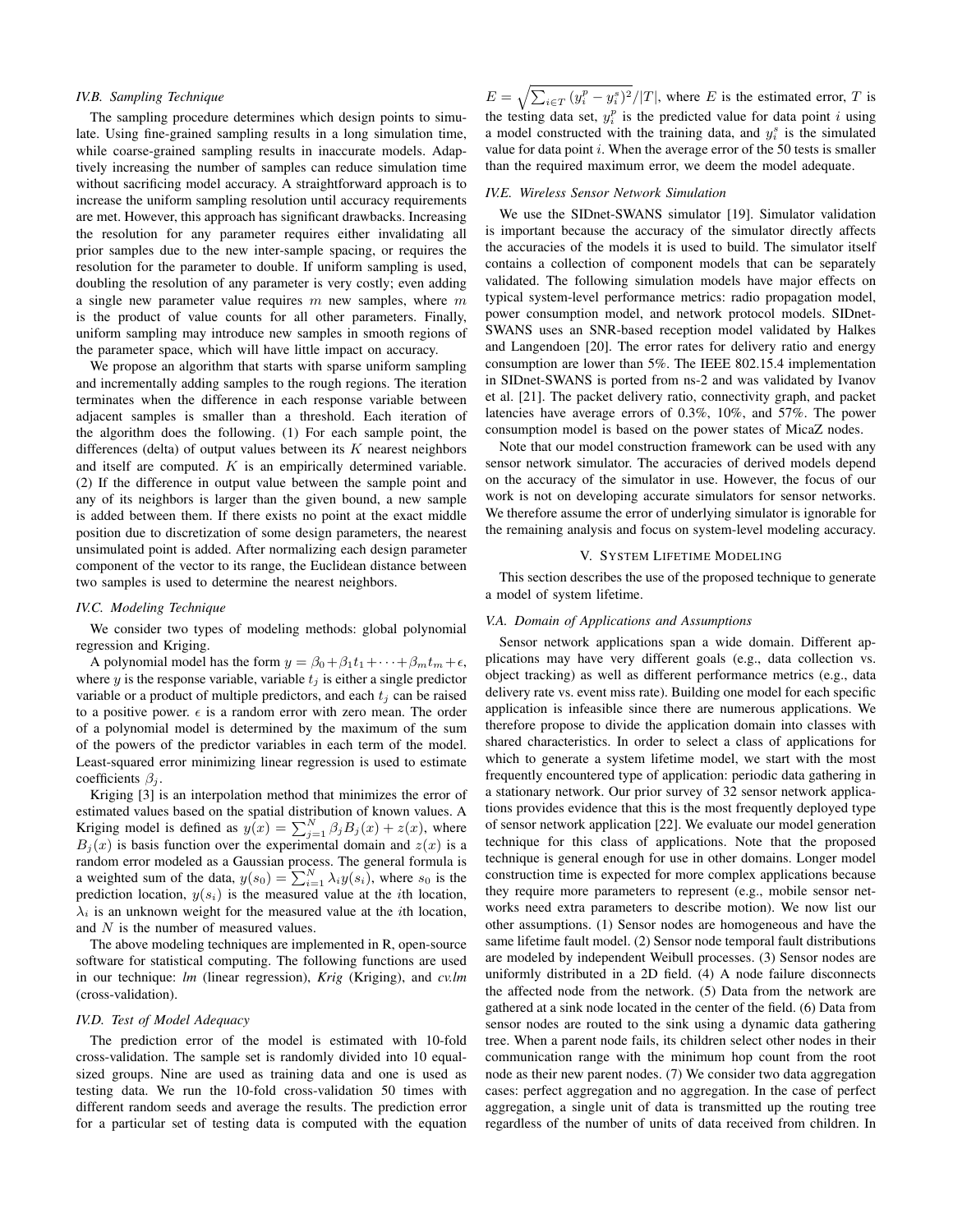### IV.B. Sampling Technique

The sampling procedure determines which design points to simulate. Using fine-grained sampling results in a long simulation time, while coarse-grained sampling results in inaccurate models. Adaptively increasing the number of samples can reduce simulation time without sacrificing model accuracy. A straightforward approach is to increase the uniform sampling resolution until accuracy requirements are met. However, this approach has significant drawbacks. Increasing the resolution for any parameter requires either invalidating all prior samples due to the new inter-sample spacing, or requires the resolution for the parameter to double. If uniform sampling is used, doubling the resolution of any parameter is very costly; even adding a single new parameter value requires $m$ new samples, where $m$ is the product of value counts for all other parameters. Finally, uniform sampling may introduce new samples in smooth regions of the parameter space, which will have little impact on accuracy.

We propose an algorithm that starts with sparse uniform sampling and incrementally adding samples to the rough regions. The iteration terminates when the difference in each response variable between adjacent samples is smaller than a threshold. Each iteration of the algorithm does the following. (1) For each sample point, the differences (delta) of output values between its $K$ nearest neighbors and itself are computed. $K$ is an empirically determined variable. (2) If the difference in output value between the sample point and any of its neighbors is larger than the given bound, a new sample is added between them. If there exists no point at the exact middle position due to discretization of some design parameters, the nearest unsimulated point is added. After normalizing each design parameter component of the vector to its range, the Euclidean distance between two samples is used to determine the nearest neighbors.

### IV.C. Modeling Technique

We consider two types of modeling methods: global polynomial regression and Kriging.

A polynomial model has the form $y = \beta_0 + \beta_1 t_1 + \cdots + \beta_m t_m + \epsilon$, where $y$ is the response variable, variable $t_j$ is either a single predictor variable or a product of multiple predictors, and each $t_j$ can be raised to a positive power. $\epsilon$ is a random error with zero mean. The order of a polynomial model is determined by the maximum of the sum of the powers of the predictor variables in each term of the model. Least-squared error minimizing linear regression is used to estimate coefficients $\beta_j$.

Kriging [3] is an interpolation method that minimizes the error of estimated values based on the spatial distribution of known values. A Kriging model is defined as $y(x) = \sum_{j=1}^{N} \beta_j B_j(x) + z(x)$, where $B_j(x)$ is basis function over the experimental domain and $z(x)$ is a random error modeled as a Gaussian process. The general formula is a weighted sum of the data, $y(s_0) = \sum_{i=1}^{N} \lambda_i y(s_i)$, where $s_0$ is the prediction location, $y(s_i)$ is the measured value at the $i$th location, $\lambda_i$ is an unknown weight for the measured value at the $i$th location, and $N$ is the number of measured values.

The above modeling techniques are implemented in R, open-source software for statistical computing. The following functions are used in our technique: *lm* (linear regression), *Krig* (Kriging), and *cv.lm* (cross-validation).

### IV.D. Test of Model Adequacy

The prediction error of the model is estimated with 10-fold cross-validation. The sample set is randomly divided into 10 equal-sized groups. Nine are used as training data and one is used as testing data. We run the 10-fold cross-validation 50 times with different random seeds and average the results. The prediction error for a particular set of testing data is computed with the equation $E = \sqrt{\sum_{i \in T} (y_i^p - y_i^s)^2 / |T|}$, where $E$ is the estimated error, $T$ is the testing data set, $y_i^p$ is the predicted value for data point $i$ using a model constructed with the training data, and $y_i^s$ is the simulated value for data point $i$. When the average error of the 50 tests is smaller than the required maximum error, we deem the model adequate.

### IV.E. Wireless Sensor Network Simulation

We use the SIDnet-SWANS simulator [19]. Simulator validation is important because the accuracy of the simulator directly affects the accuracies of the models it is used to build. The simulator itself contains a collection of component models that can be separately validated. The following simulation models have major effects on typical system-level performance metrics: radio propagation model, power consumption model, and network protocol models. SIDnet-SWANS uses an SNR-based reception model validated by Halkes and Langendoen [20]. The error rates for delivery ratio and energy consumption are lower than 5%. The IEEE 802.15.4 implementation in SIDnet-SWANS is ported from ns-2 and was validated by Ivanov et al. [21]. The packet delivery ratio, connectivity graph, and packet latencies have average errors of 0.3%, 10%, and 57%. The power consumption model is based on the power states of MicaZ nodes.

Note that our model construction framework can be used with any sensor network simulator. The accuracies of derived models depend on the accuracy of the simulator in use. However, the focus of our work is not on developing accurate simulators for sensor networks. We therefore assume the error of underlying simulator is ignorable for the remaining analysis and focus on system-level modeling accuracy.

## V. System Lifetime Modeling

This section describes the use of the proposed technique to generate a model of system lifetime.

### V.A. Domain of Applications and Assumptions

Sensor network applications span a wide domain. Different applications may have very different goals (e.g., data collection vs. object tracking) as well as different performance metrics (e.g., data delivery rate vs. event miss rate). Building one model for each specific application is infeasible since there are numerous applications. We therefore propose to divide the application domain into classes with shared characteristics. In order to select a class of applications for which to generate a system lifetime model, we start with the most frequently encountered type of application: periodic data gathering in a stationary network. Our prior survey of 32 sensor network applications provides evidence that this is the most frequently deployed type of sensor network application [22]. We evaluate our model generation technique for this class of applications. Note that the proposed technique is general enough for use in other domains. Longer model construction time is expected for more complex applications because they require more parameters to represent (e.g., mobile sensor networks need extra parameters to describe motion). We now list our other assumptions. (1) Sensor nodes are homogeneous and have the same lifetime fault model. (2) Sensor node temporal fault distributions are modeled by independent Weibull processes. (3) Sensor nodes are uniformly distributed in a 2D field. (4) A node failure disconnects the affected node from the network. (5) Data from the network are gathered at a sink node located in the center of the field. (6) Data from sensor nodes are routed to the sink using a dynamic data gathering tree. When a parent node fails, its children select other nodes in their communication range with the minimum hop count from the root node as their new parent nodes. (7) We consider two data aggregation cases: perfect aggregation and no aggregation. In the case of perfect aggregation, a single unit of data is transmitted up the routing tree regardless of the number of units of data received from children. In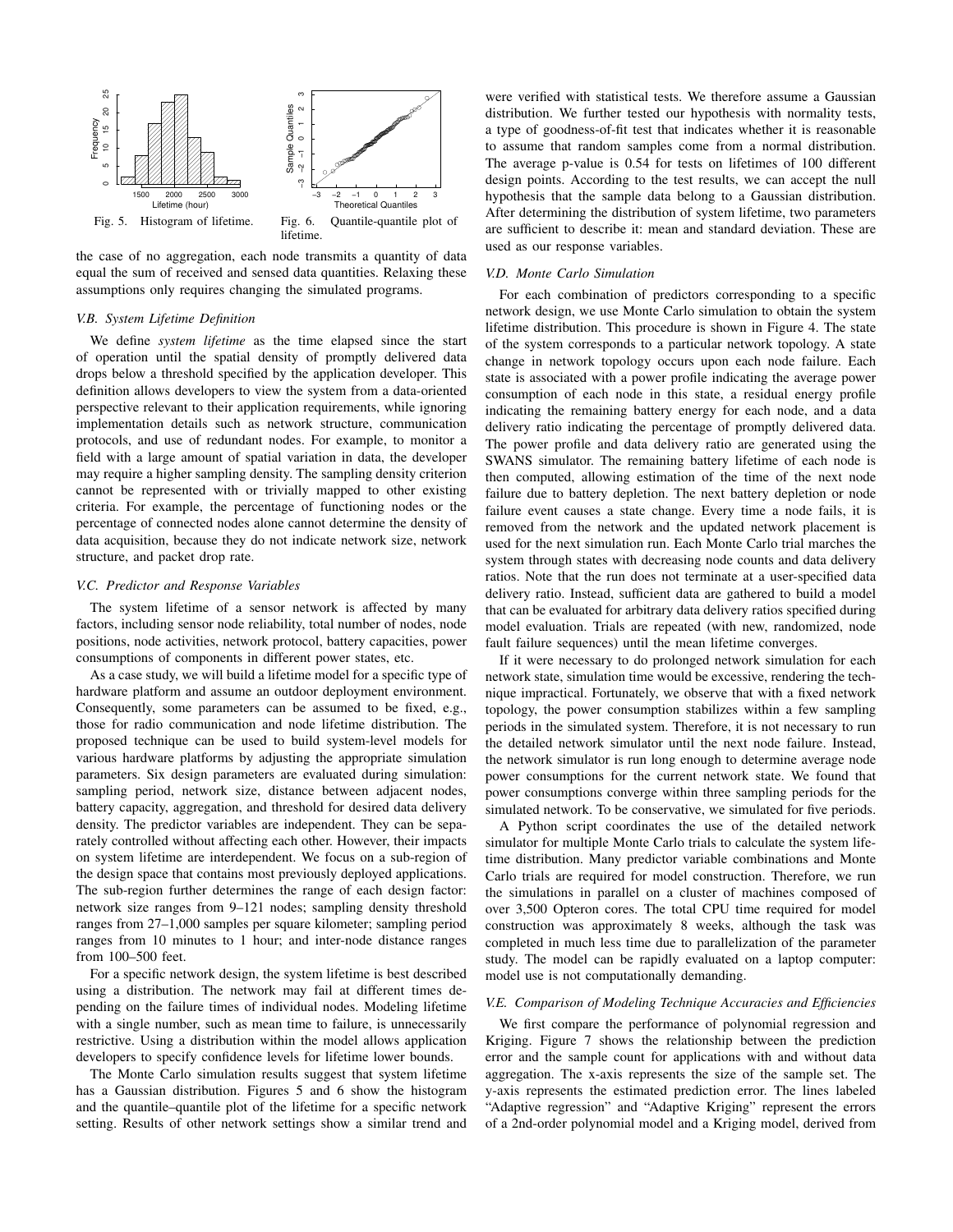Frequency

0 5 10 15 20 25

1500 2000 2500 3000

Lifetime (hour)

Fig. 5. Histogram of lifetime.

Sample Quantiles

−3 −2 −1 0 1 2 3

−3 −2 −1 0 1 2 3

Theoretical Quantiles

Fig. 6. Quantile-quantile plot of lifetime.

the case of no aggregation, each node transmits a quantity of data equal the sum of received and sensed data quantities. Relaxing these assumptions only requires changing the simulated programs.

### V.B. System Lifetime Definition

We define *system lifetime* as the time elapsed since the start of operation until the spatial density of promptly delivered data drops below a threshold specified by the application developer. This definition allows developers to view the system from a data-oriented perspective relevant to their application requirements, while ignoring implementation details such as network structure, communication protocols, and use of redundant nodes. For example, to monitor a field with a large amount of spatial variation in data, the developer may require a higher sampling density. The sampling density criterion cannot be represented with or trivially mapped to other existing criteria. For example, the percentage of functioning nodes or the percentage of connected nodes alone cannot determine the density of data acquisition, because they do not indicate network size, network structure, and packet drop rate.

### V.C. Predictor and Response Variables

The system lifetime of a sensor network is affected by many factors, including sensor node reliability, total number of nodes, node positions, node activities, network protocol, battery capacities, power consumptions of components in different power states, etc.

As a case study, we will build a lifetime model for a specific type of hardware platform and assume an outdoor deployment environment. Consequently, some parameters can be assumed to be fixed, e.g., those for radio communication and node lifetime distribution. The proposed technique can be used to build system-level models for various hardware platforms by adjusting the appropriate simulation parameters. Six design parameters are evaluated during simulation: sampling period, network size, distance between adjacent nodes, battery capacity, aggregation, and threshold for desired data delivery density. The predictor variables are independent. They can be separately controlled without affecting each other. However, their impacts on system lifetime are interdependent. We focus on a sub-region of the design space that contains most previously deployed applications. The sub-region further determines the range of each design factor: network size ranges from 9–121 nodes; sampling density threshold ranges from 27–1,000 samples per square kilometer; sampling period ranges from 10 minutes to 1 hour; and inter-node distance ranges from 100–500 feet.

For a specific network design, the system lifetime is best described using a distribution. The network may fail at different times depending on the failure times of individual nodes. Modeling lifetime with a single number, such as mean time to failure, is unnecessarily restrictive. Using a distribution within the model allows application developers to specify confidence levels for lifetime lower bounds.

The Monte Carlo simulation results suggest that system lifetime has a Gaussian distribution. Figures 5 and 6 show the histogram and the quantile–quantile plot of the lifetime for a specific network setting. Results of other network settings show a similar trend and were verified with statistical tests. We therefore assume a Gaussian distribution. We further tested our hypothesis with normality tests, a type of goodness-of-fit test that indicates whether it is reasonable to assume that random samples come from a normal distribution. The average p-value is 0.54 for tests on lifetimes of 100 different design points. According to the test results, we can accept the null hypothesis that the sample data belong to a Gaussian distribution. After determining the distribution of system lifetime, two parameters are sufficient to describe it: mean and standard deviation. These are used as our response variables.

### V.D. Monte Carlo Simulation

For each combination of predictors corresponding to a specific network design, we use Monte Carlo simulation to obtain the system lifetime distribution. This procedure is shown in Figure 4. The state of the system corresponds to a particular network topology. A state change in network topology occurs upon each node failure. Each state is associated with a power profile indicating the average power consumption of each node in this state, a residual energy profile indicating the remaining battery energy for each node, and a data delivery ratio indicating the percentage of promptly delivered data. The power profile and data delivery ratio are generated using the SWANS simulator. The remaining battery lifetime of each node is then computed, allowing estimation of the time of the next node failure due to battery depletion. The next battery depletion or node failure event causes a state change. Every time a node fails, it is removed from the network and the updated network placement is used for the next simulation run. Each Monte Carlo trial marches the system through states with decreasing node counts and data delivery ratios. Note that the run does not terminate at a user-specified data delivery ratio. Instead, sufficient data are gathered to build a model that can be evaluated for arbitrary data delivery ratios specified during model evaluation. Trials are repeated (with new, randomized, node fault failure sequences) until the mean lifetime converges.

If it were necessary to do prolonged network simulation for each network state, simulation time would be excessive, rendering the technique impractical. Fortunately, we observe that with a fixed network topology, the power consumption stabilizes within a few sampling periods in the simulated system. Therefore, it is not necessary to run the detailed network simulator until the next node failure. Instead, the network simulator is run long enough to determine average node power consumptions for the current network state. We found that power consumptions converge within three sampling periods for the simulated network. To be conservative, we simulated for five periods.

A Python script coordinates the use of the detailed network simulator for multiple Monte Carlo trials to calculate the system lifetime distribution. Many predictor variable combinations and Monte Carlo trials are required for model construction. Therefore, we run the simulations in parallel on a cluster of machines composed of over 3,500 Opteron cores. The total CPU time required for model construction was approximately 8 weeks, although the task was completed in much less time due to parallelization of the parameter study. The model can be rapidly evaluated on a laptop computer: model use is not computationally demanding.

### V.E. Comparison of Modeling Technique Accuracies and Efficiencies

We first compare the performance of polynomial regression and Kriging. Figure 7 shows the relationship between the prediction error and the sample count for applications with and without data aggregation. The x-axis represents the size of the sample set. The y-axis represents the estimated prediction error. The lines labeled "Adaptive regression" and "Adaptive Kriging" represent the errors of a 2nd-order polynomial model and a Kriging model, derived from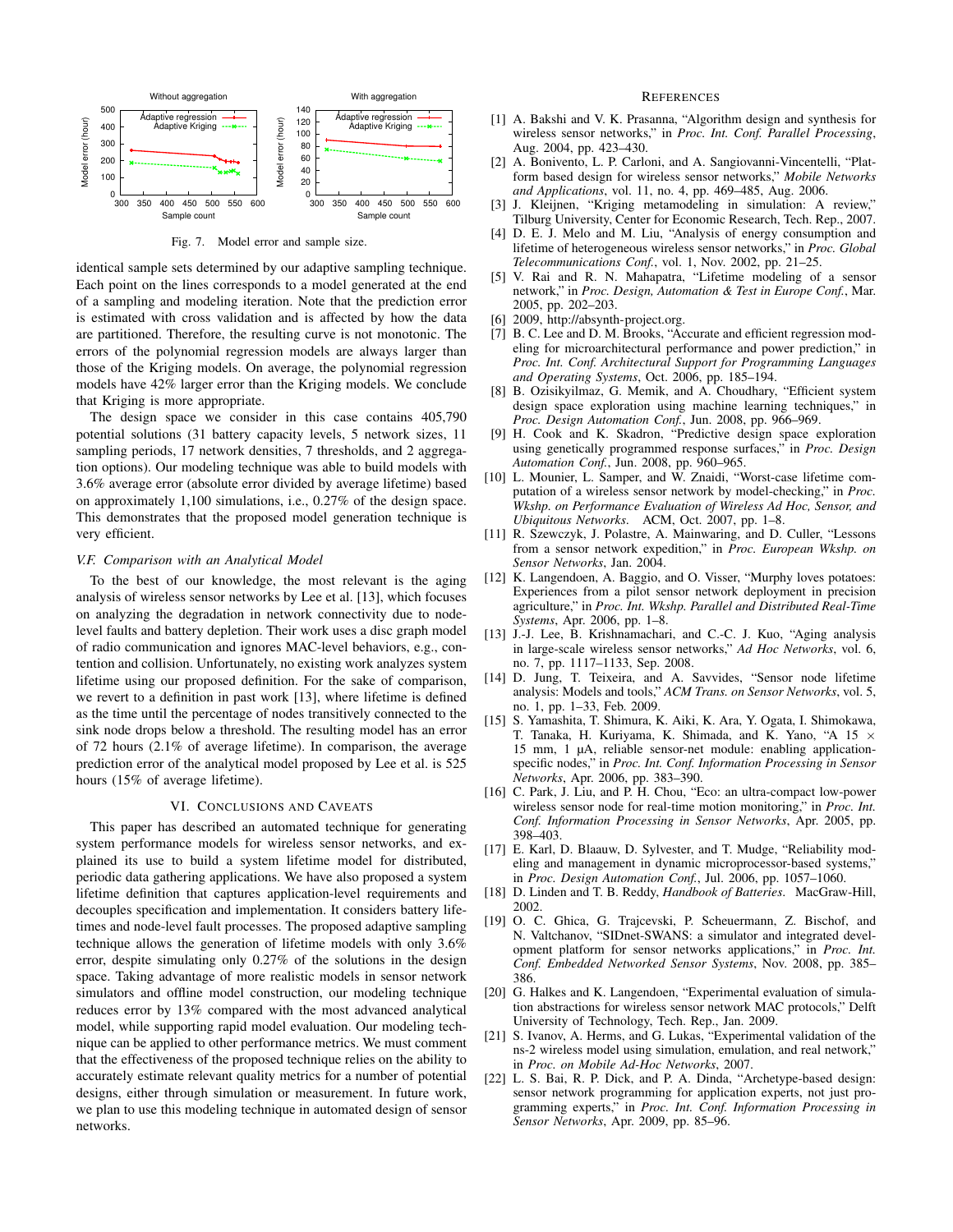Without aggregation

Model error (hour)

500
400
300
200
100
0

300 350 400 450 500 550 600

Sample count

Adaptive regression
Adaptive Kriging

With aggregation

Model error (hour)

140
120
100
80
60
40
20
0

300 350 400 450 500 550 600

Sample count

Adaptive regression
Adaptive Kriging

Fig. 7. Model error and sample size.

identical sample sets determined by our adaptive sampling technique. Each point on the lines corresponds to a model generated at the end of a sampling and modeling iteration. Note that the prediction error is estimated with cross validation and is affected by how the data are partitioned. Therefore, the resulting curve is not monotonic. The errors of the polynomial regression models are always larger than those of the Kriging models. On average, the polynomial regression models have 42% larger error than the Kriging models. We conclude that Kriging is more appropriate.

The design space we consider in this case contains 405,790 potential solutions (31 battery capacity levels, 5 network sizes, 11 sampling periods, 17 network densities, 7 thresholds, and 2 aggregation options). Our modeling technique was able to build models with 3.6% average error (absolute error divided by average lifetime) based on approximately 1,100 simulations, i.e., 0.27% of the design space. This demonstrates that the proposed model generation technique is very efficient.

### *V.F. Comparison with an Analytical Model*

To the best of our knowledge, the most relevant is the aging analysis of wireless sensor networks by Lee et al. [13], which focuses on analyzing the degradation in network connectivity due to node-level faults and battery depletion. Their work uses a disc graph model of radio communication and ignores MAC-level behaviors, e.g., contention and collision. Unfortunately, no existing work analyzes system lifetime using our proposed definition. For the sake of comparison, we revert to a definition in past work [13], where lifetime is defined as the time until the percentage of nodes transitively connected to the sink node drops below a threshold. The resulting model has an error of 72 hours (2.1% of average lifetime). In comparison, the average prediction error of the analytical model proposed by Lee et al. is 525 hours (15% of average lifetime).

## VI. Conclusions and Caveats

This paper has described an automated technique for generating system performance models for wireless sensor networks, and explained its use to build a system lifetime model for distributed, periodic data gathering applications. We have also proposed a system lifetime definition that captures application-level requirements and decouples specification and implementation. It considers battery lifetimes and node-level fault processes. The proposed adaptive sampling technique allows the generation of lifetime models with only 3.6% error, despite simulating only 0.27% of the solutions in the design space. Taking advantage of more realistic models in sensor network simulators and offline model construction, our modeling technique reduces error by 13% compared with the most advanced analytical model, while supporting rapid model evaluation. Our modeling technique can be applied to other performance metrics. We must comment that the effectiveness of the proposed technique relies on the ability to accurately estimate relevant quality metrics for a number of potential designs, either through simulation or measurement. In future work, we plan to use this modeling technique in automated design of sensor networks.

## References

[1] A. Bakshi and V. K. Prasanna, “Algorithm design and synthesis for wireless sensor networks,” in *Proc. Int. Conf. Parallel Processing*, Aug. 2004, pp. 423–430.

[2] A. Bonivento, L. P. Carloni, and A. Sangiovanni-Vincentelli, “Platform based design for wireless sensor networks,” *Mobile Networks and Applications*, vol. 11, no. 4, pp. 469–485, Aug. 2006.

[3] J. Kleijnen, “Kriging metamodeling in simulation: A review,” Tilburg University, Center for Economic Research, Tech. Rep., 2007.

[4] D. E. J. Melo and M. Liu, “Analysis of energy consumption and lifetime of heterogeneous wireless sensor networks,” in *Proc. Global Telecommunications Conf.*, vol. 1, Nov. 2002, pp. 21–25.

[5] V. Rai and R. N. Mahapatra, “Lifetime modeling of a sensor network,” in *Proc. Design, Automation & Test in Europe Conf.*, Mar. 2005, pp. 202–203.

[6] 2009, http://absynth-project.org.

[7] B. C. Lee and D. M. Brooks, “Accurate and efficient regression modeling for microarchitectural performance and power prediction,” in *Proc. Int. Conf. Architectural Support for Programming Languages and Operating Systems*, Oct. 2006, pp. 185–194.

[8] B. Ozisikyilmaz, G. Memik, and A. Choudhary, “Efficient system design space exploration using machine learning techniques,” in *Proc. Design Automation Conf.*, Jun. 2008, pp. 966–969.

[9] H. Cook and K. Skadron, “Predictive design space exploration using genetically programmed response surfaces,” in *Proc. Design Automation Conf.*, Jun. 2008, pp. 960–965.

[10] L. Mounier, L. Samper, and W. Znaidi, “Worst-case lifetime computation of a wireless sensor network by model-checking,” in *Proc. Wkshp. on Performance Evaluation of Wireless Ad Hoc, Sensor, and Ubiquitous Networks*. ACM, Oct. 2007, pp. 1–8.

[11] R. Szewczyk, J. Polastre, A. Mainwaring, and D. Culler, “Lessons from a sensor network expedition,” in *Proc. European Wkshp. on Sensor Networks*, Jan. 2004.

[12] K. Langendoen, A. Baggio, and O. Visser, “Murphy loves potatoes: Experiences from a pilot sensor network deployment in precision agriculture,” in *Proc. Int. Wkshp. Parallel and Distributed Real-Time Systems*, Apr. 2006, pp. 1–8.

[13] J.-J. Lee, B. Krishnamachari, and C.-C. J. Kuo, “Aging analysis in large-scale wireless sensor networks,” *Ad Hoc Networks*, vol. 6, no. 7, pp. 1117–1133, Sep. 2008.

[14] D. Jung, T. Teixeira, and A. Savvides, “Sensor node lifetime analysis: Models and tools,” *ACM Trans. on Sensor Networks*, vol. 5, no. 1, pp. 1–33, Feb. 2009.

[15] S. Yamashita, T. Shimura, K. Aiki, K. Ara, Y. Ogata, I. Shimokawa, T. Tanaka, H. Kuriyama, K. Shimada, and K. Yano, “A 15 × 15 mm, 1 µA, reliable sensor-net module: enabling application-specific nodes,” in *Proc. Int. Conf. Information Processing in Sensor Networks*, Apr. 2006, pp. 383–390.

[16] C. Park, J. Liu, and P. H. Chou, “Eco: an ultra-compact low-power wireless sensor node for real-time motion monitoring,” in *Proc. Int. Conf. Information Processing in Sensor Networks*, Apr. 2005, pp. 398–403.

[17] E. Karl, D. Blaauw, D. Sylvester, and T. Mudge, “Reliability modeling and management in dynamic microprocessor-based systems,” in *Proc. Design Automation Conf.*, Jul. 2006, pp. 1057–1060.

[18] D. Linden and T. B. Reddy, *Handbook of Batteries*. MacGraw-Hill, 2002.

[19] O. C. Ghica, G. Trajcevski, P. Scheuermann, Z. Bischof, and N. Valtchanov, “SIDnet-SWANS: a simulator and integrated development platform for sensor networks applications,” in *Proc. Int. Conf. Embedded Networked Sensor Systems*, Nov. 2008, pp. 385–386.

[20] G. Halkes and K. Langendoen, “Experimental evaluation of simulation abstractions for wireless sensor network MAC protocols,” Delft University of Technology, Tech. Rep., Jan. 2009.

[21] S. Ivanov, A. Herms, and G. Lukas, “Experimental validation of the ns-2 wireless model using simulation, emulation, and real network,” in *Proc. on Mobile Ad-Hoc Networks*, 2007.

[22] L. S. Bai, R. P. Dick, and P. A. Dinda, “Archetype-based design: sensor network programming for application experts, not just programming experts,” in *Proc. Int. Conf. Information Processing in Sensor Networks*, Apr. 2009, pp. 85–96.